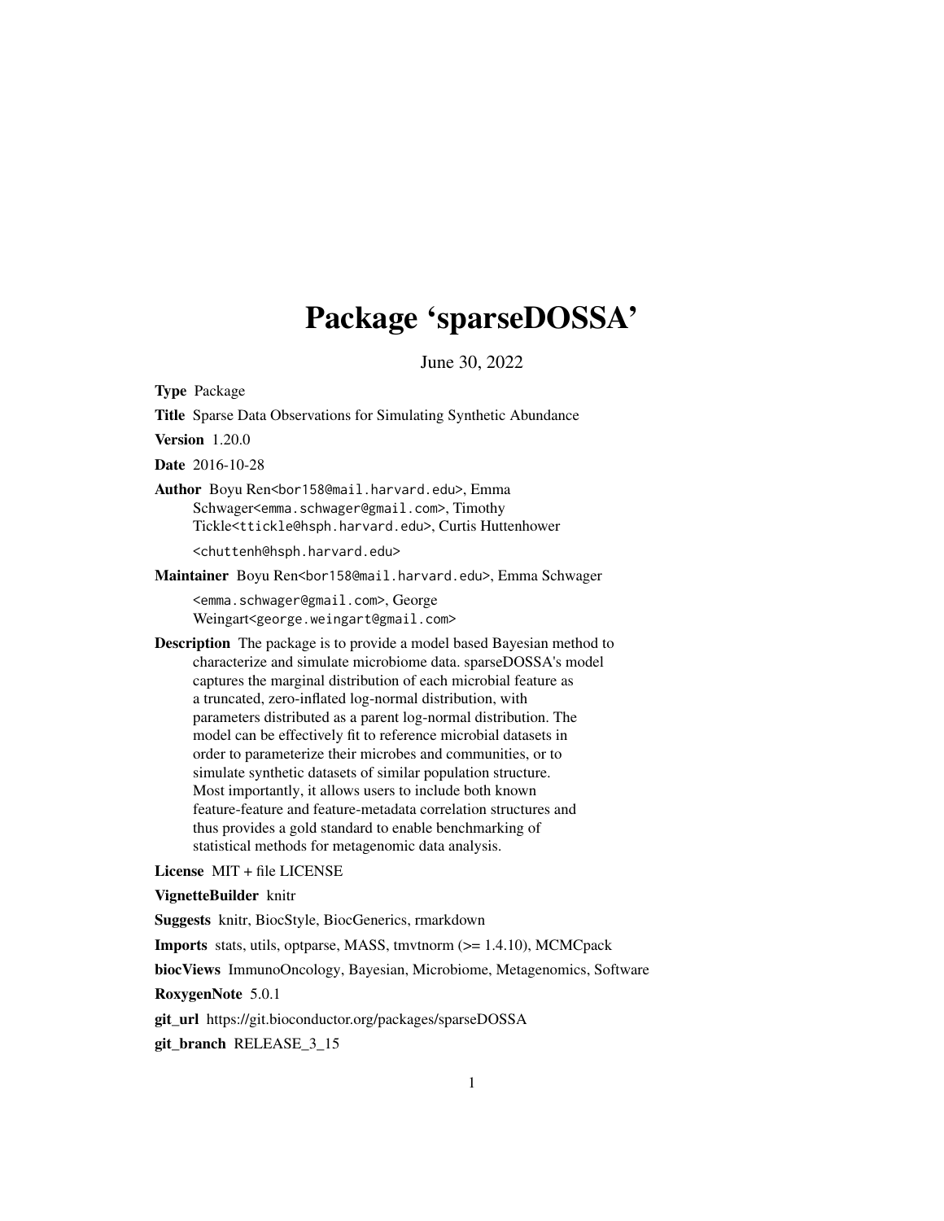# Package 'sparseDOSSA'

June 30, 2022

**Type** Package

**Title** Sparse Data Observations for Simulating Synthetic Abundance

**Version** 1.20.0

**Date** 2016-10-28

**Author** Boyu Ren<bor158@mail.harvard.edu>, Emma Schwager<emma.schwager@gmail.com>, Timothy Tickle<ttickle@hsph.harvard.edu>, Curtis Huttenhower <chuttenh@hsph.harvard.edu>

**Maintainer** Boyu Ren<bor158@mail.harvard.edu>, Emma Schwager <emma.schwager@gmail.com>, George Weingart<george.weingart@gmail.com>

**Description** The package is to provide a model based Bayesian method to characterize and simulate microbiome data. sparseDOSSA's model captures the marginal distribution of each microbial feature as a truncated, zero-inflated log-normal distribution, with parameters distributed as a parent log-normal distribution. The model can be effectively fit to reference microbial datasets in order to parameterize their microbes and communities, or to simulate synthetic datasets of similar population structure. Most importantly, it allows users to include both known feature-feature and feature-metadata correlation structures and thus provides a gold standard to enable benchmarking of statistical methods for metagenomic data analysis.

**License** MIT + file LICENSE

**VignetteBuilder** knitr

**Suggests** knitr, BiocStyle, BiocGenerics, rmarkdown

**Imports** stats, utils, optparse, MASS, tmvtnorm (>= 1.4.10), MCMCpack

**biocViews** ImmunoOncology, Bayesian, Microbiome, Metagenomics, Software

**RoxygenNote** 5.0.1

**git_url** https://git.bioconductor.org/packages/sparseDOSSA

**git_branch** RELEASE_3_15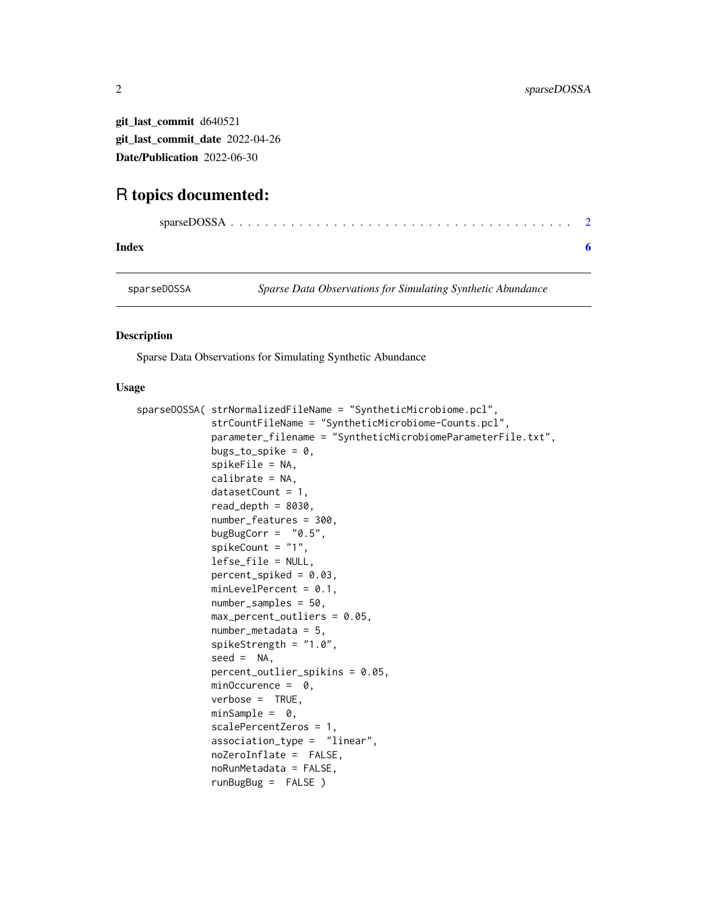**git_last_commit** d640521

**git_last_commit_date** 2022-04-26

**Date/Publication** 2022-06-30

# R topics documented:

sparseDOSSA . . . . . . . . . . . . . . . . . . . . . . . . . . . . . . . . . . . . . . 2

**Index** **6**

---

sparseDOSSA *Sparse Data Observations for Simulating Synthetic Abundance*

---

## Description

Sparse Data Observations for Simulating Synthetic Abundance

## Usage

```
sparseDOSSA( strNormalizedFileName = "SyntheticMicrobiome.pcl",
             strCountFileName = "SyntheticMicrobiome-Counts.pcl",
             parameter_filename = "SyntheticMicrobiomeParameterFile.txt",
             bugs_to_spike = 0,
             spikeFile = NA,
             calibrate = NA,
             datasetCount = 1,
             read_depth = 8030,
             number_features = 300,
             bugBugCorr =  "0.5",
             spikeCount = "1",
             lefse_file = NULL,
             percent_spiked = 0.03,
             minLevelPercent = 0.1,
             number_samples = 50,
             max_percent_outliers = 0.05,
             number_metadata = 5,
             spikeStrength = "1.0",
             seed =  NA,
             percent_outlier_spikins = 0.05,
             minOccurence =  0,
             verbose =  TRUE,
             minSample =  0,
             scalePercentZeros = 1,
             association_type =  "linear",
             noZeroInflate =  FALSE,
             noRunMetadata = FALSE,
             runBugBug =  FALSE )
```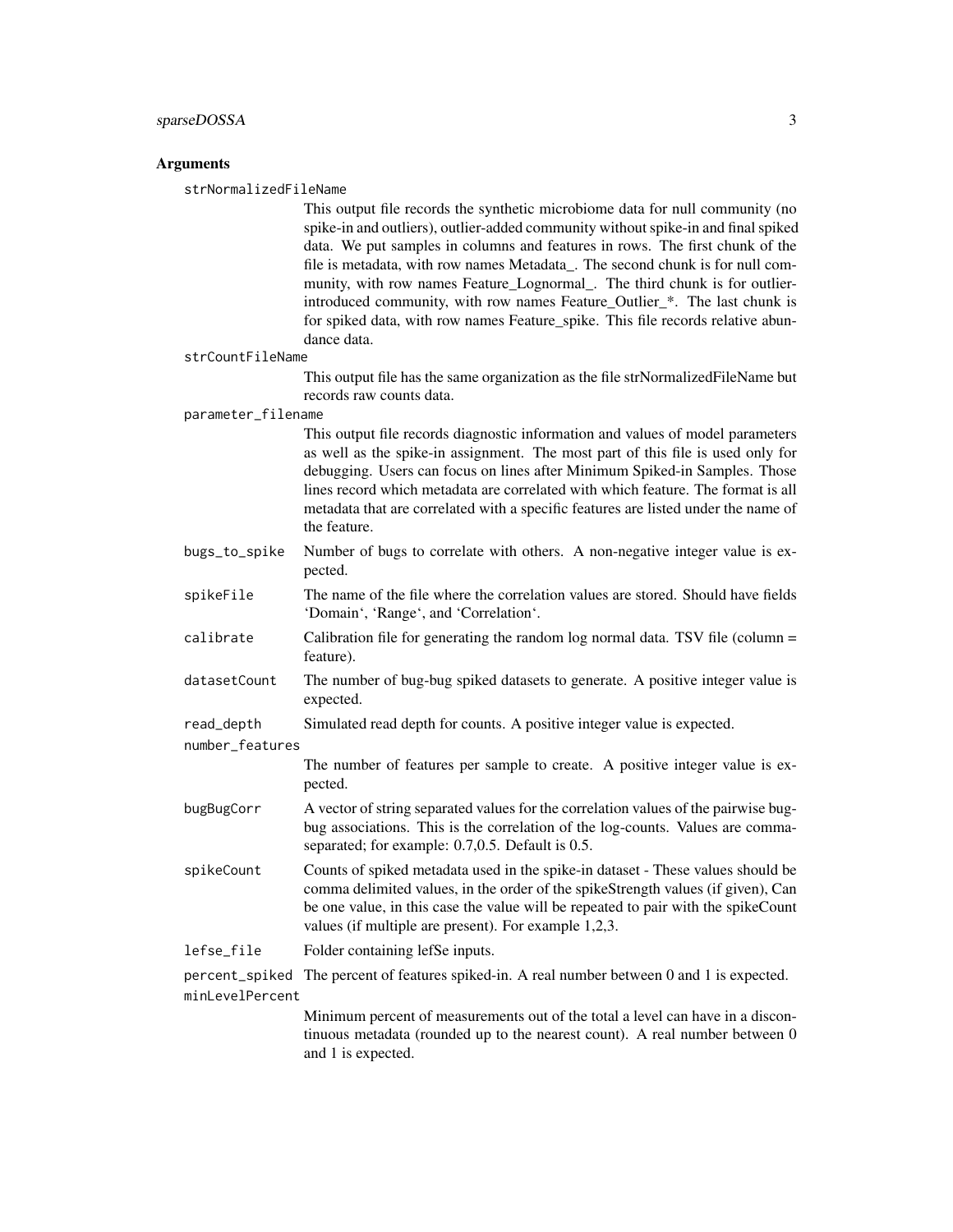## Arguments

**strNormalizedFileName**
This output file records the synthetic microbiome data for null community (no spike-in and outliers), outlier-added community without spike-in and final spiked data. We put samples in columns and features in rows. The first chunk of the file is metadata, with row names Metadata_. The second chunk is for null community, with row names Feature_Lognormal_. The third chunk is for outlier-introduced community, with row names Feature_Outlier_*. The last chunk is for spiked data, with row names Feature_spike. This file records relative abundance data.

**strCountFileName**
This output file has the same organization as the file strNormalizedFileName but records raw counts data.

**parameter_filename**
This output file records diagnostic information and values of model parameters as well as the spike-in assignment. The most part of this file is used only for debugging. Users can focus on lines after Minimum Spiked-in Samples. Those lines record which metadata are correlated with which feature. The format is all metadata that are correlated with a specific features are listed under the name of the feature.

**bugs_to_spike**
Number of bugs to correlate with others. A non-negative integer value is expected.

**spikeFile**
The name of the file where the correlation values are stored. Should have fields 'Domain', 'Range', and 'Correlation'.

**calibrate**
Calibration file for generating the random log normal data. TSV file (column = feature).

**datasetCount**
The number of bug-bug spiked datasets to generate. A positive integer value is expected.

**read_depth**
Simulated read depth for counts. A positive integer value is expected.

**number_features**
The number of features per sample to create. A positive integer value is expected.

**bugBugCorr**
A vector of string separated values for the correlation values of the pairwise bug-bug associations. This is the correlation of the log-counts. Values are comma-separated; for example: 0.7,0.5. Default is 0.5.

**spikeCount**
Counts of spiked metadata used in the spike-in dataset - These values should be comma delimited values, in the order of the spikeStrength values (if given), Can be one value, in this case the value will be repeated to pair with the spikeCount values (if multiple are present). For example 1,2,3.

**lefse_file**
Folder containing lefSe inputs.

**percent_spiked**
The percent of features spiked-in. A real number between 0 and 1 is expected.

**minLevelPercent**
Minimum percent of measurements out of the total a level can have in a discontinuous metadata (rounded up to the nearest count). A real number between 0 and 1 is expected.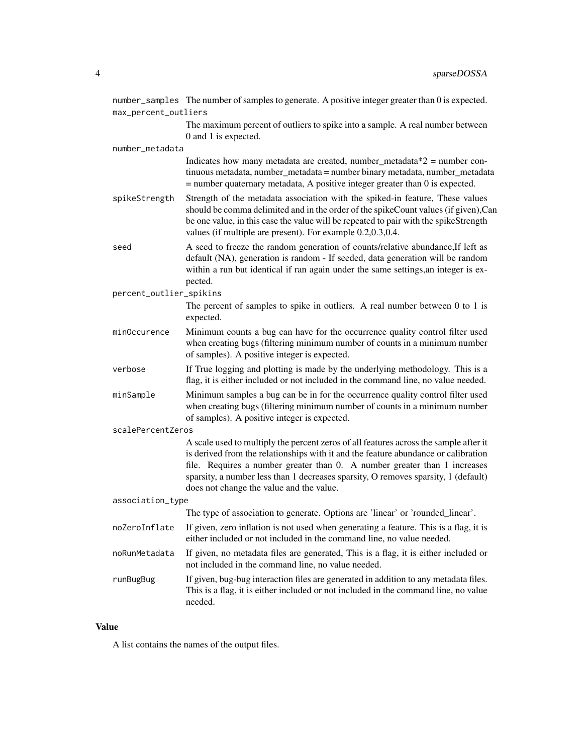number_samples  The number of samples to generate. A positive integer greater than 0 is expected.

max_percent_outliers
: The maximum percent of outliers to spike into a sample. A real number between 0 and 1 is expected.

number_metadata
: Indicates how many metadata are created, number_metadata*2 = number continuous metadata, number_metadata = number binary metadata, number_metadata = number quaternary metadata, A positive integer greater than 0 is expected.

spikeStrength
: Strength of the metadata association with the spiked-in feature, These values should be comma delimited and in the order of the spikeCount values (if given),Can be one value, in this case the value will be repeated to pair with the spikeStrength values (if multiple are present). For example 0.2,0.3,0.4.

seed
: A seed to freeze the random generation of counts/relative abundance,If left as default (NA), generation is random - If seeded, data generation will be random within a run but identical if ran again under the same settings,an integer is expected.

percent_outlier_spikins
: The percent of samples to spike in outliers. A real number between 0 to 1 is expected.

minOccurence
: Minimum counts a bug can have for the occurrence quality control filter used when creating bugs (filtering minimum number of counts in a minimum number of samples). A positive integer is expected.

verbose
: If True logging and plotting is made by the underlying methodology. This is a flag, it is either included or not included in the command line, no value needed.

minSample
: Minimum samples a bug can be in for the occurrence quality control filter used when creating bugs (filtering minimum number of counts in a minimum number of samples). A positive integer is expected.

scalePercentZeros
: A scale used to multiply the percent zeros of all features across the sample after it is derived from the relationships with it and the feature abundance or calibration file. Requires a number greater than 0. A number greater than 1 increases sparsity, a number less than 1 decreases sparsity, O removes sparsity, 1 (default) does not change the value and the value.

association_type
: The type of association to generate. Options are 'linear' or 'rounded_linear'.

noZeroInflate
: If given, zero inflation is not used when generating a feature. This is a flag, it is either included or not included in the command line, no value needed.

noRunMetadata
: If given, no metadata files are generated, This is a flag, it is either included or not included in the command line, no value needed.

runBugBug
: If given, bug-bug interaction files are generated in addition to any metadata files. This is a flag, it is either included or not included in the command line, no value needed.

## Value

A list contains the names of the output files.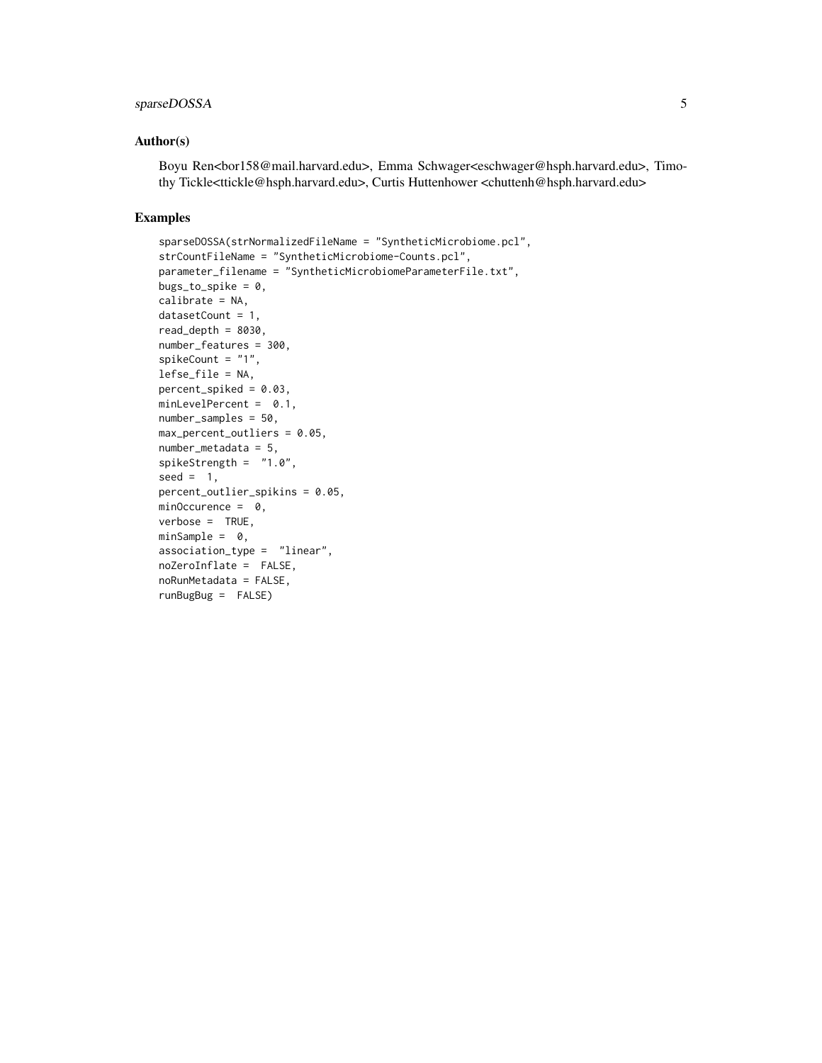## Author(s)

Boyu Ren<bor158@mail.harvard.edu>, Emma Schwager<eschwager@hsph.harvard.edu>, Timothy Tickle<ttickle@hsph.harvard.edu>, Curtis Huttenhower <chuttenh@hsph.harvard.edu>

## Examples

```
sparseDOSSA(strNormalizedFileName = "SyntheticMicrobiome.pcl",
strCountFileName = "SyntheticMicrobiome-Counts.pcl",
parameter_filename = "SyntheticMicrobiomeParameterFile.txt",
bugs_to_spike = 0,
calibrate = NA,
datasetCount = 1,
read_depth = 8030,
number_features = 300,
spikeCount = "1",
lefse_file = NA,
percent_spiked = 0.03,
minLevelPercent =  0.1,
number_samples = 50,
max_percent_outliers = 0.05,
number_metadata = 5,
spikeStrength =  "1.0",
seed =  1,
percent_outlier_spikins = 0.05,
minOccurence =  0,
verbose =  TRUE,
minSample =  0,
association_type =  "linear",
noZeroInflate =  FALSE,
noRunMetadata = FALSE,
runBugBug =  FALSE)
```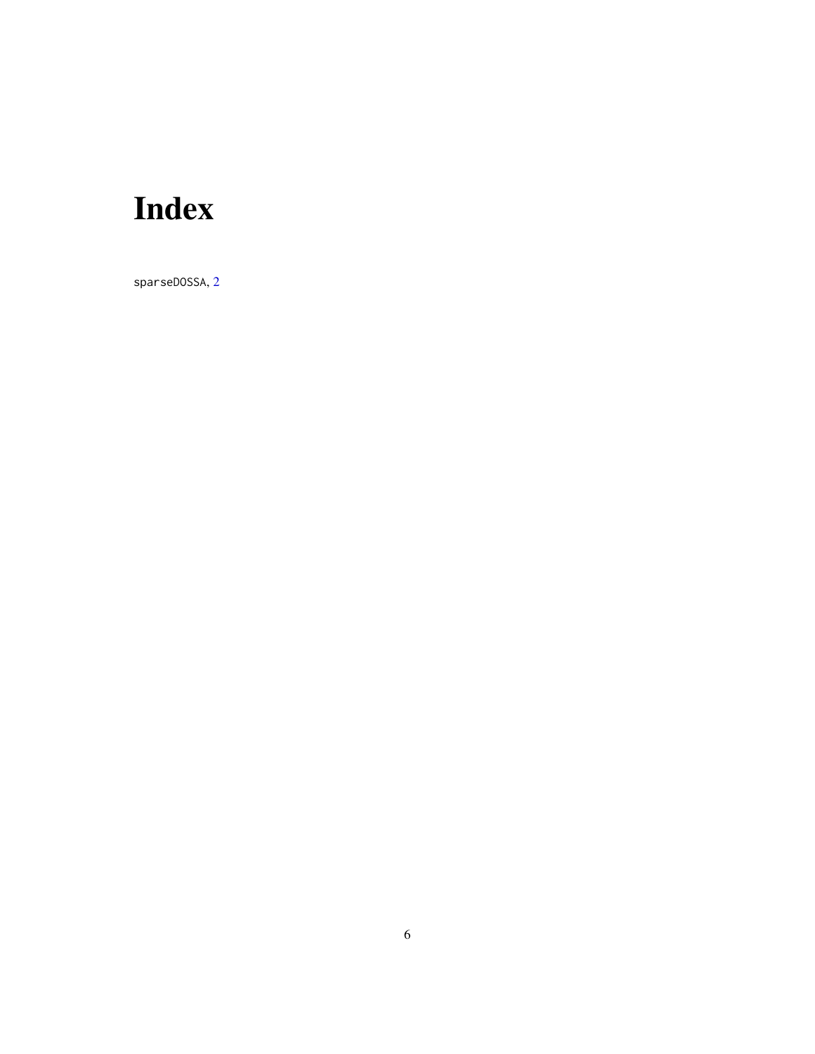# Index

`sparseDOSSA`, 2